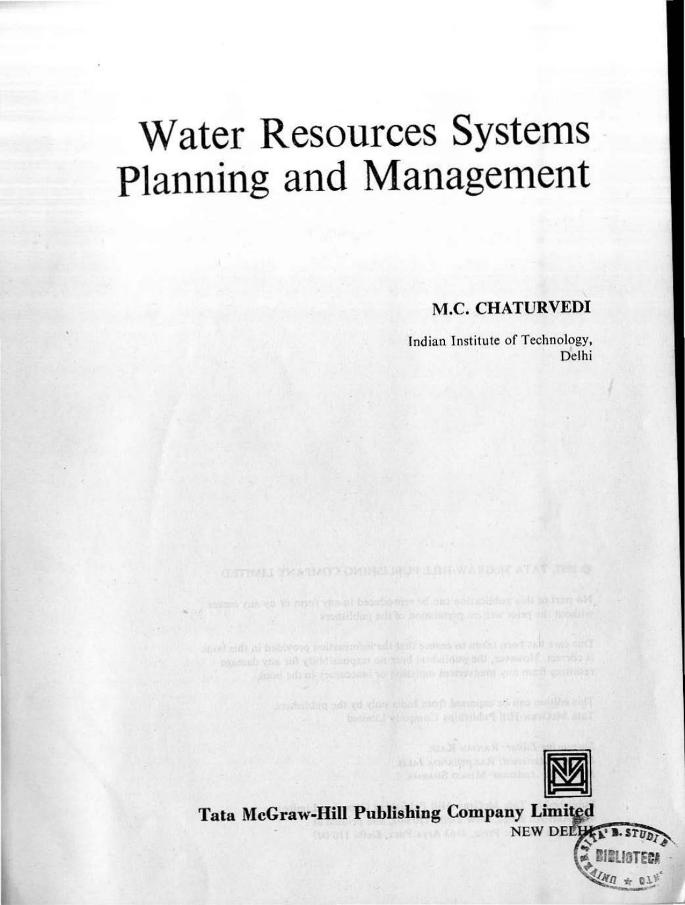# Water Resources Systems Planning and Management

**M.C. CHATURVEDI**

Indian Institute of Technology,
Delhi

**Tata McGraw-Hill Publishing Company Limited**
NEW DELHI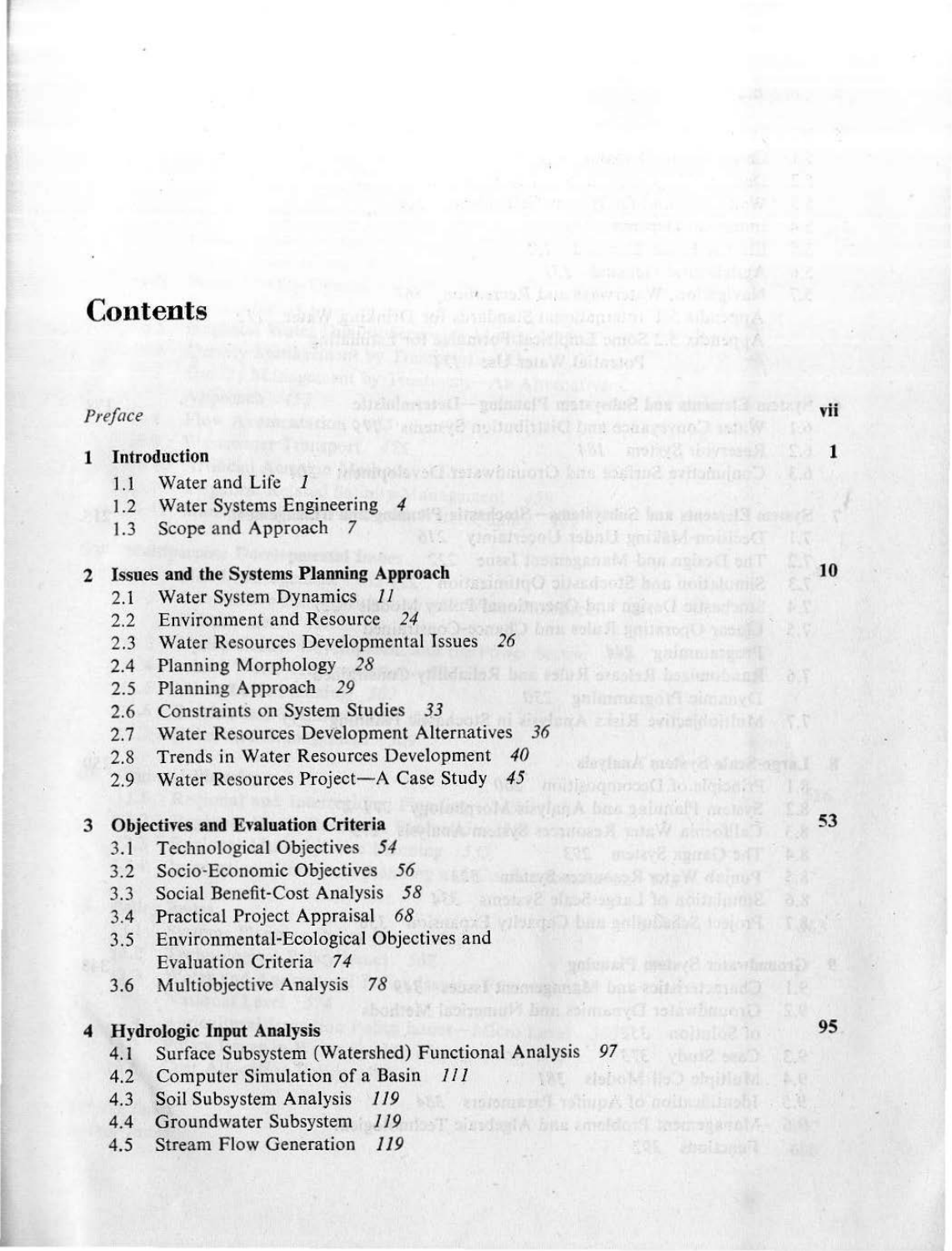# Contents

*Preface* vii

**1 Introduction** **1**

- 1.1 Water and Life *1*
- 1.2 Water Systems Engineering *4*
- 1.3 Scope and Approach *7*

**2 Issues and the Systems Planning Approach** **10**

- 2.1 Water System Dynamics *11*
- 2.2 Environment and Resource *24*
- 2.3 Water Resources Developmental Issues *26*
- 2.4 Planning Morphology *28*
- 2.5 Planning Approach *29*
- 2.6 Constraints on System Studies *33*
- 2.7 Water Resources Development Alternatives *36*
- 2.8 Trends in Water Resources Development *40*
- 2.9 Water Resources Project—A Case Study *45*

**3 Objectives and Evaluation Criteria** **53**

- 3.1 Technological Objectives *54*
- 3.2 Socio-Economic Objectives *56*
- 3.3 Social Benefit-Cost Analysis *58*
- 3.4 Practical Project Appraisal *68*
- 3.5 Environmental-Ecological Objectives and Evaluation Criteria *74*
- 3.6 Multiobjective Analysis *78*

**4 Hydrologic Input Analysis** **95**

- 4.1 Surface Subsystem (Watershed) Functional Analysis *97*
- 4.2 Computer Simulation of a Basin *111*
- 4.3 Soil Subsystem Analysis *119*
- 4.4 Groundwater Subsystem *119*
- 4.5 Stream Flow Generation *119*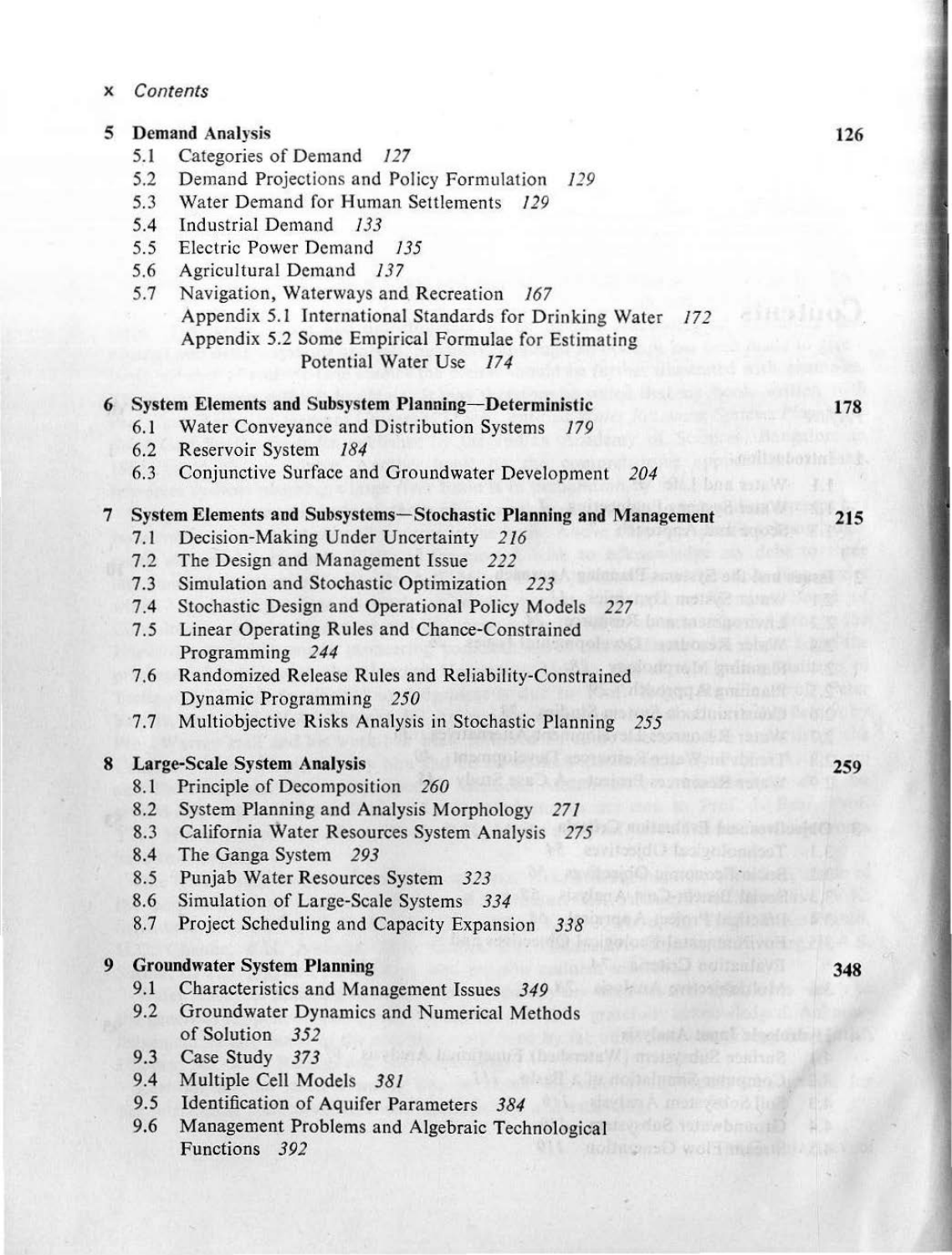**5 Demand Analysis** 126

- 5.1 Categories of Demand *127*
- 5.2 Demand Projections and Policy Formulation *129*
- 5.3 Water Demand for Human Settlements *129*
- 5.4 Industrial Demand *133*
- 5.5 Electric Power Demand *135*
- 5.6 Agricultural Demand *137*
- 5.7 Navigation, Waterways and Recreation *167*
  - Appendix 5.1 International Standards for Drinking Water *172*
  - Appendix 5.2 Some Empirical Formulae for Estimating Potential Water Use *174*

**6 System Elements and Subsystem Planning—Deterministic** 178

- 6.1 Water Conveyance and Distribution Systems *179*
- 6.2 Reservoir System *184*
- 6.3 Conjunctive Surface and Groundwater Development *204*

**7 System Elements and Subsystems—Stochastic Planning and Management** 215

- 7.1 Decision-Making Under Uncertainty *216*
- 7.2 The Design and Management Issue *222*
- 7.3 Simulation and Stochastic Optimization *223*
- 7.4 Stochastic Design and Operational Policy Models *227*
- 7.5 Linear Operating Rules and Chance-Constrained Programming *244*
- 7.6 Randomized Release Rules and Reliability-Constrained Dynamic Programming *250*
- 7.7 Multiobjective Risks Analysis in Stochastic Planning *255*

**8 Large-Scale System Analysis** 259

- 8.1 Principle of Decomposition *260*
- 8.2 System Planning and Analysis Morphology *271*
- 8.3 California Water Resources System Analysis *275*
- 8.4 The Ganga System *293*
- 8.5 Punjab Water Resources System *323*
- 8.6 Simulation of Large-Scale Systems *334*
- 8.7 Project Scheduling and Capacity Expansion *338*

**9 Groundwater System Planning** 348

- 9.1 Characteristics and Management Issues *349*
- 9.2 Groundwater Dynamics and Numerical Methods of Solution *352*
- 9.3 Case Study *373*
- 9.4 Multiple Cell Models *381*
- 9.5 Identification of Aquifer Parameters *384*
- 9.6 Management Problems and Algebraic Technological Functions *392*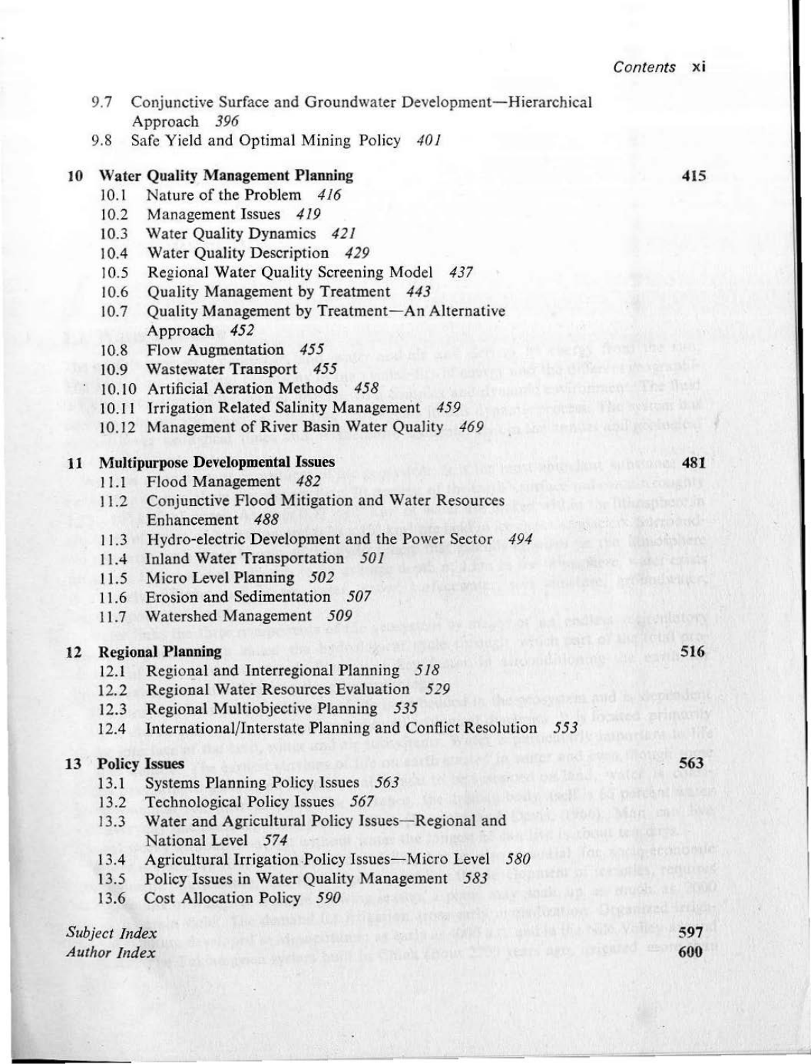9.7 Conjunctive Surface and Groundwater Development—Hierarchical Approach *396*
9.8 Safe Yield and Optimal Mining Policy *401*

**10 Water Quality Management Planning** **415**

10.1 Nature of the Problem *416*
10.2 Management Issues *419*
10.3 Water Quality Dynamics *421*
10.4 Water Quality Description *429*
10.5 Regional Water Quality Screening Model *437*
10.6 Quality Management by Treatment *443*
10.7 Quality Management by Treatment—An Alternative Approach *452*
10.8 Flow Augmentation *455*
10.9 Wastewater Transport *455*
10.10 Artificial Aeration Methods *458*
10.11 Irrigation Related Salinity Management *459*
10.12 Management of River Basin Water Quality *469*

**11 Multipurpose Developmental Issues** **481**

11.1 Flood Management *482*
11.2 Conjunctive Flood Mitigation and Water Resources Enhancement *488*
11.3 Hydro-electric Development and the Power Sector *494*
11.4 Inland Water Transportation *501*
11.5 Micro Level Planning *502*
11.6 Erosion and Sedimentation *507*
11.7 Watershed Management *509*

**12 Regional Planning** **516**

12.1 Regional and Interregional Planning *518*
12.2 Regional Water Resources Evaluation *529*
12.3 Regional Multiobjective Planning *535*
12.4 International/Interstate Planning and Conflict Resolution *553*

**13 Policy Issues** **563**

13.1 Systems Planning Policy Issues *563*
13.2 Technological Policy Issues *567*
13.3 Water and Agricultural Policy Issues—Regional and National Level *574*
13.4 Agricultural Irrigation Policy Issues—Micro Level *580*
13.5 Policy Issues in Water Quality Management *583*
13.6 Cost Allocation Policy *590*

*Subject Index* **597**

*Author Index* **600**